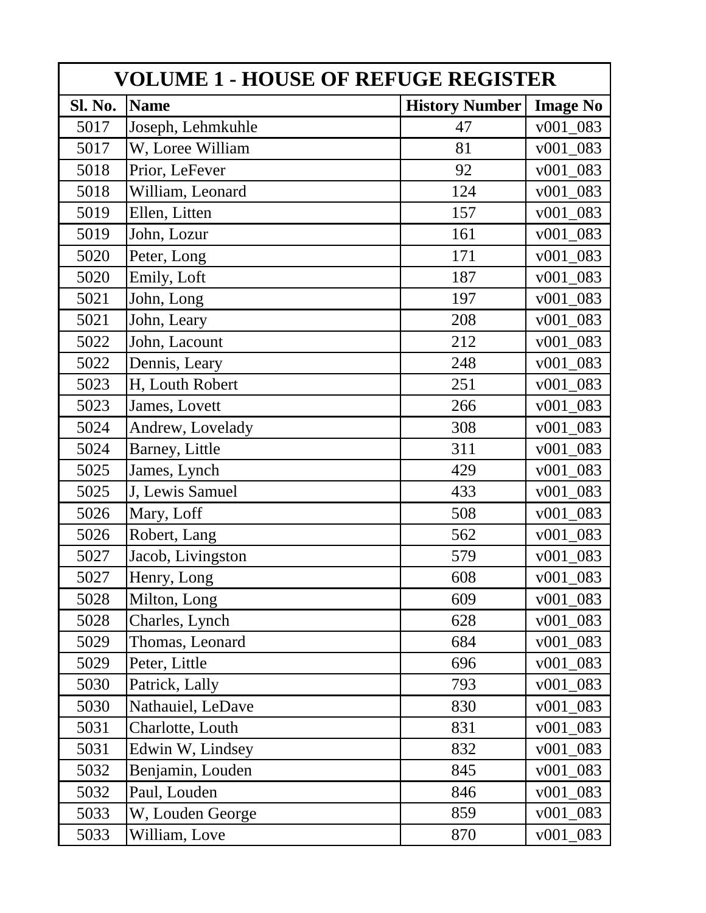# VOLUME 1 - HOUSE OF REFUGE REGISTER

| Sl. No. | Name | History Number | Image No |
|---|---|---|---|
| 5017 | Joseph, Lehmkuhle | 47 | v001_083 |
| 5017 | W, Loree William | 81 | v001_083 |
| 5018 | Prior, LeFever | 92 | v001_083 |
| 5018 | William, Leonard | 124 | v001_083 |
| 5019 | Ellen, Litten | 157 | v001_083 |
| 5019 | John, Lozur | 161 | v001_083 |
| 5020 | Peter, Long | 171 | v001_083 |
| 5020 | Emily, Loft | 187 | v001_083 |
| 5021 | John, Long | 197 | v001_083 |
| 5021 | John, Leary | 208 | v001_083 |
| 5022 | John, Lacount | 212 | v001_083 |
| 5022 | Dennis, Leary | 248 | v001_083 |
| 5023 | H, Louth Robert | 251 | v001_083 |
| 5023 | James, Lovett | 266 | v001_083 |
| 5024 | Andrew, Lovelady | 308 | v001_083 |
| 5024 | Barney, Little | 311 | v001_083 |
| 5025 | James, Lynch | 429 | v001_083 |
| 5025 | J, Lewis Samuel | 433 | v001_083 |
| 5026 | Mary, Loff | 508 | v001_083 |
| 5026 | Robert, Lang | 562 | v001_083 |
| 5027 | Jacob, Livingston | 579 | v001_083 |
| 5027 | Henry, Long | 608 | v001_083 |
| 5028 | Milton, Long | 609 | v001_083 |
| 5028 | Charles, Lynch | 628 | v001_083 |
| 5029 | Thomas, Leonard | 684 | v001_083 |
| 5029 | Peter, Little | 696 | v001_083 |
| 5030 | Patrick, Lally | 793 | v001_083 |
| 5030 | Nathauiel, LeDave | 830 | v001_083 |
| 5031 | Charlotte, Louth | 831 | v001_083 |
| 5031 | Edwin W, Lindsey | 832 | v001_083 |
| 5032 | Benjamin, Louden | 845 | v001_083 |
| 5032 | Paul, Louden | 846 | v001_083 |
| 5033 | W, Louden George | 859 | v001_083 |
| 5033 | William, Love | 870 | v001_083 |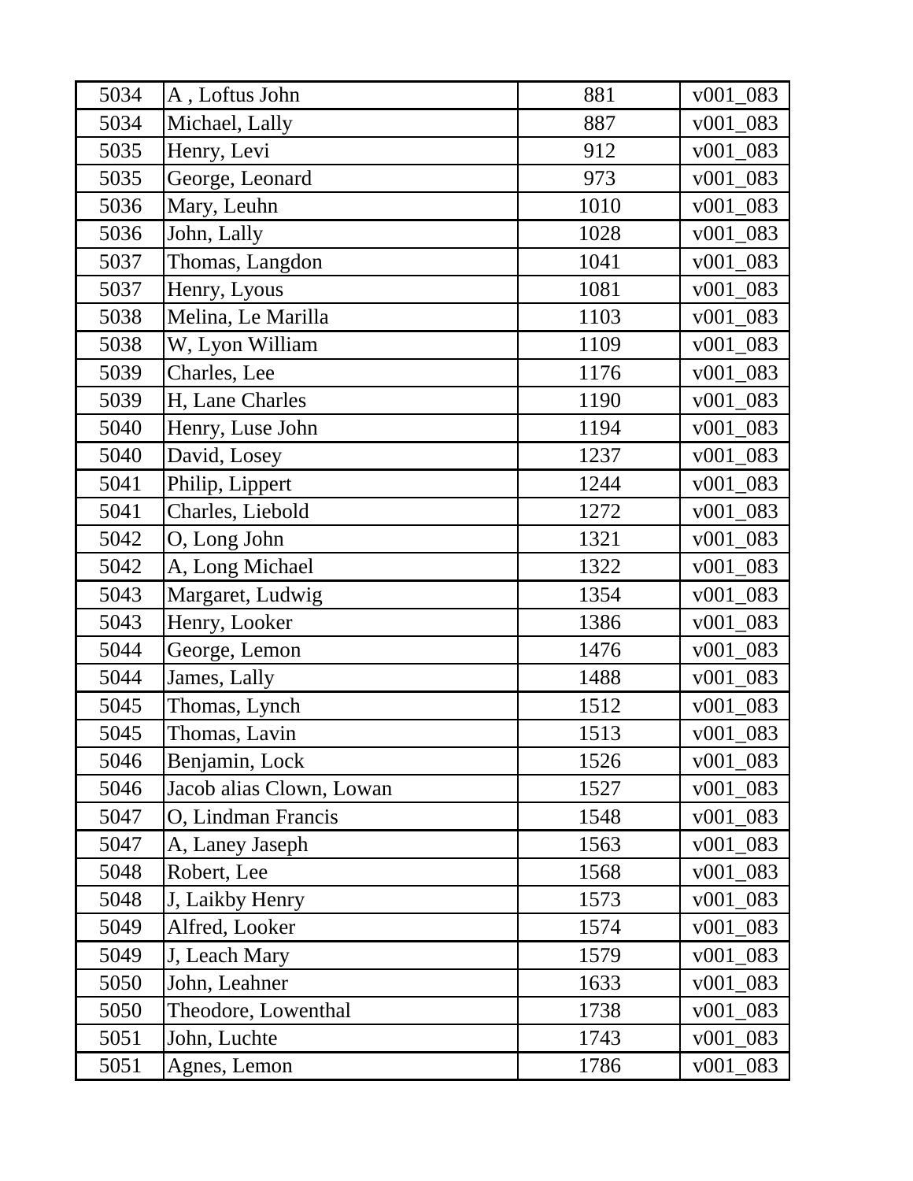| | | | |
|---|---|---|---|
| 5034 | A , Loftus John | 881 | v001_083 |
| 5034 | Michael, Lally | 887 | v001_083 |
| 5035 | Henry, Levi | 912 | v001_083 |
| 5035 | George, Leonard | 973 | v001_083 |
| 5036 | Mary, Leuhn | 1010 | v001_083 |
| 5036 | John, Lally | 1028 | v001_083 |
| 5037 | Thomas, Langdon | 1041 | v001_083 |
| 5037 | Henry, Lyous | 1081 | v001_083 |
| 5038 | Melina, Le Marilla | 1103 | v001_083 |
| 5038 | W, Lyon William | 1109 | v001_083 |
| 5039 | Charles, Lee | 1176 | v001_083 |
| 5039 | H, Lane Charles | 1190 | v001_083 |
| 5040 | Henry, Luse John | 1194 | v001_083 |
| 5040 | David, Losey | 1237 | v001_083 |
| 5041 | Philip, Lippert | 1244 | v001_083 |
| 5041 | Charles, Liebold | 1272 | v001_083 |
| 5042 | O, Long John | 1321 | v001_083 |
| 5042 | A, Long Michael | 1322 | v001_083 |
| 5043 | Margaret, Ludwig | 1354 | v001_083 |
| 5043 | Henry, Looker | 1386 | v001_083 |
| 5044 | George, Lemon | 1476 | v001_083 |
| 5044 | James, Lally | 1488 | v001_083 |
| 5045 | Thomas, Lynch | 1512 | v001_083 |
| 5045 | Thomas, Lavin | 1513 | v001_083 |
| 5046 | Benjamin, Lock | 1526 | v001_083 |
| 5046 | Jacob alias Clown, Lowan | 1527 | v001_083 |
| 5047 | O, Lindman Francis | 1548 | v001_083 |
| 5047 | A, Laney Jaseph | 1563 | v001_083 |
| 5048 | Robert, Lee | 1568 | v001_083 |
| 5048 | J, Laikby Henry | 1573 | v001_083 |
| 5049 | Alfred, Looker | 1574 | v001_083 |
| 5049 | J, Leach Mary | 1579 | v001_083 |
| 5050 | John, Leahner | 1633 | v001_083 |
| 5050 | Theodore, Lowenthal | 1738 | v001_083 |
| 5051 | John, Luchte | 1743 | v001_083 |
| 5051 | Agnes, Lemon | 1786 | v001_083 |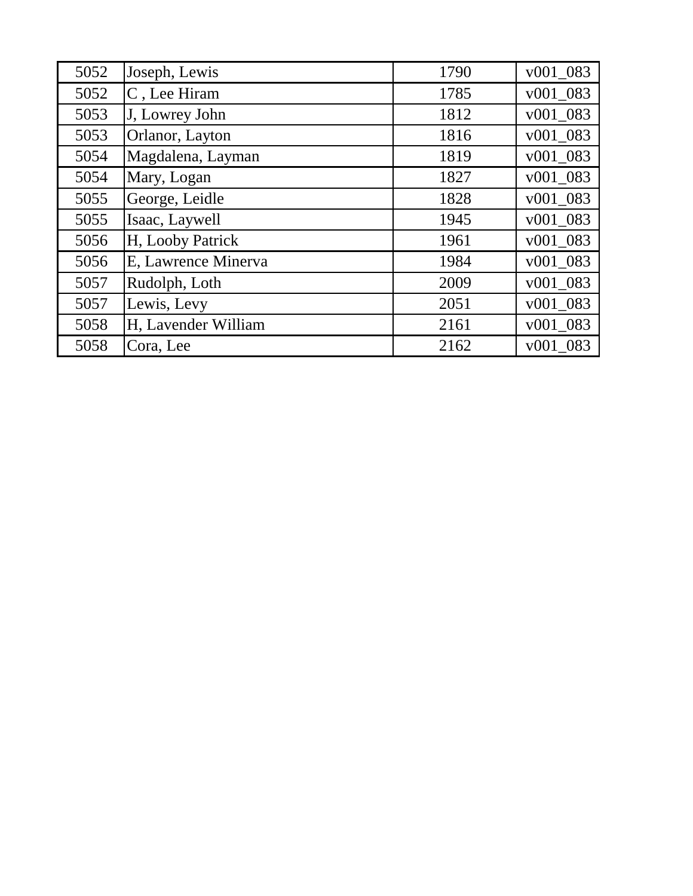| | | | |
|---|---|---|---|
| 5052 | Joseph, Lewis | 1790 | v001_083 |
| 5052 | C , Lee Hiram | 1785 | v001_083 |
| 5053 | J, Lowrey John | 1812 | v001_083 |
| 5053 | Orlanor, Layton | 1816 | v001_083 |
| 5054 | Magdalena, Layman | 1819 | v001_083 |
| 5054 | Mary, Logan | 1827 | v001_083 |
| 5055 | George, Leidle | 1828 | v001_083 |
| 5055 | Isaac, Laywell | 1945 | v001_083 |
| 5056 | H, Looby Patrick | 1961 | v001_083 |
| 5056 | E, Lawrence Minerva | 1984 | v001_083 |
| 5057 | Rudolph, Loth | 2009 | v001_083 |
| 5057 | Lewis, Levy | 2051 | v001_083 |
| 5058 | H, Lavender William | 2161 | v001_083 |
| 5058 | Cora, Lee | 2162 | v001_083 |